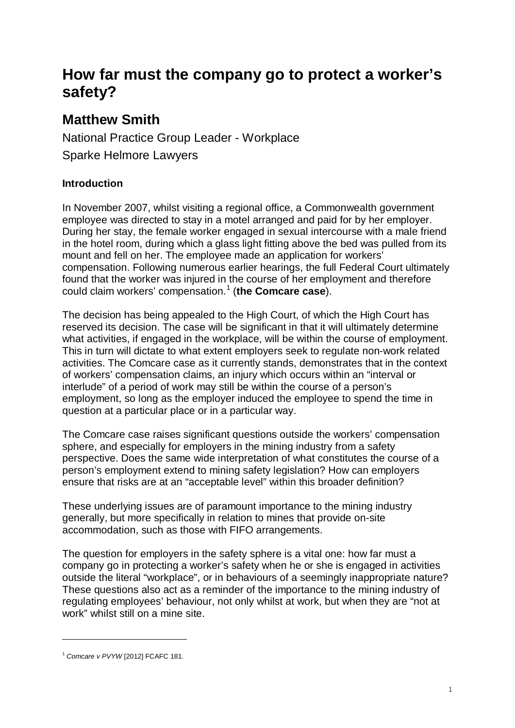# How far must the company go to protect a worker's safety?

## Matthew Smith

National Practice Group Leader - Workplace

Sparke Helmore Lawyers

### Introduction

In November 2007, whilst visiting a regional office, a Commonwealth government employee was directed to stay in a motel arranged and paid for by her employer. During her stay, the female worker engaged in sexual intercourse with a male friend in the hotel room, during which a glass light fitting above the bed was pulled from its mount and fell on her. The employee made an application for workers' compensation. Following numerous earlier hearings, the full Federal Court ultimately found that the worker was injured in the course of her employment and therefore could claim workers' compensation.[1] (**the Comcare case**).

The decision has being appealed to the High Court, of which the High Court has reserved its decision. The case will be significant in that it will ultimately determine what activities, if engaged in the workplace, will be within the course of employment. This in turn will dictate to what extent employers seek to regulate non-work related activities. The Comcare case as it currently stands, demonstrates that in the context of workers' compensation claims, an injury which occurs within an "interval or interlude" of a period of work may still be within the course of a person's employment, so long as the employer induced the employee to spend the time in question at a particular place or in a particular way.

The Comcare case raises significant questions outside the workers' compensation sphere, and especially for employers in the mining industry from a safety perspective. Does the same wide interpretation of what constitutes the course of a person's employment extend to mining safety legislation? How can employers ensure that risks are at an "acceptable level" within this broader definition?

These underlying issues are of paramount importance to the mining industry generally, but more specifically in relation to mines that provide on-site accommodation, such as those with FIFO arrangements.

The question for employers in the safety sphere is a vital one: how far must a company go in protecting a worker's safety when he or she is engaged in activities outside the literal "workplace", or in behaviours of a seemingly inappropriate nature? These questions also act as a reminder of the importance to the mining industry of regulating employees' behaviour, not only whilst at work, but when they are "not at work" whilst still on a mine site.

---

[1] *Comcare v PVYW* [2012] FCAFC 181.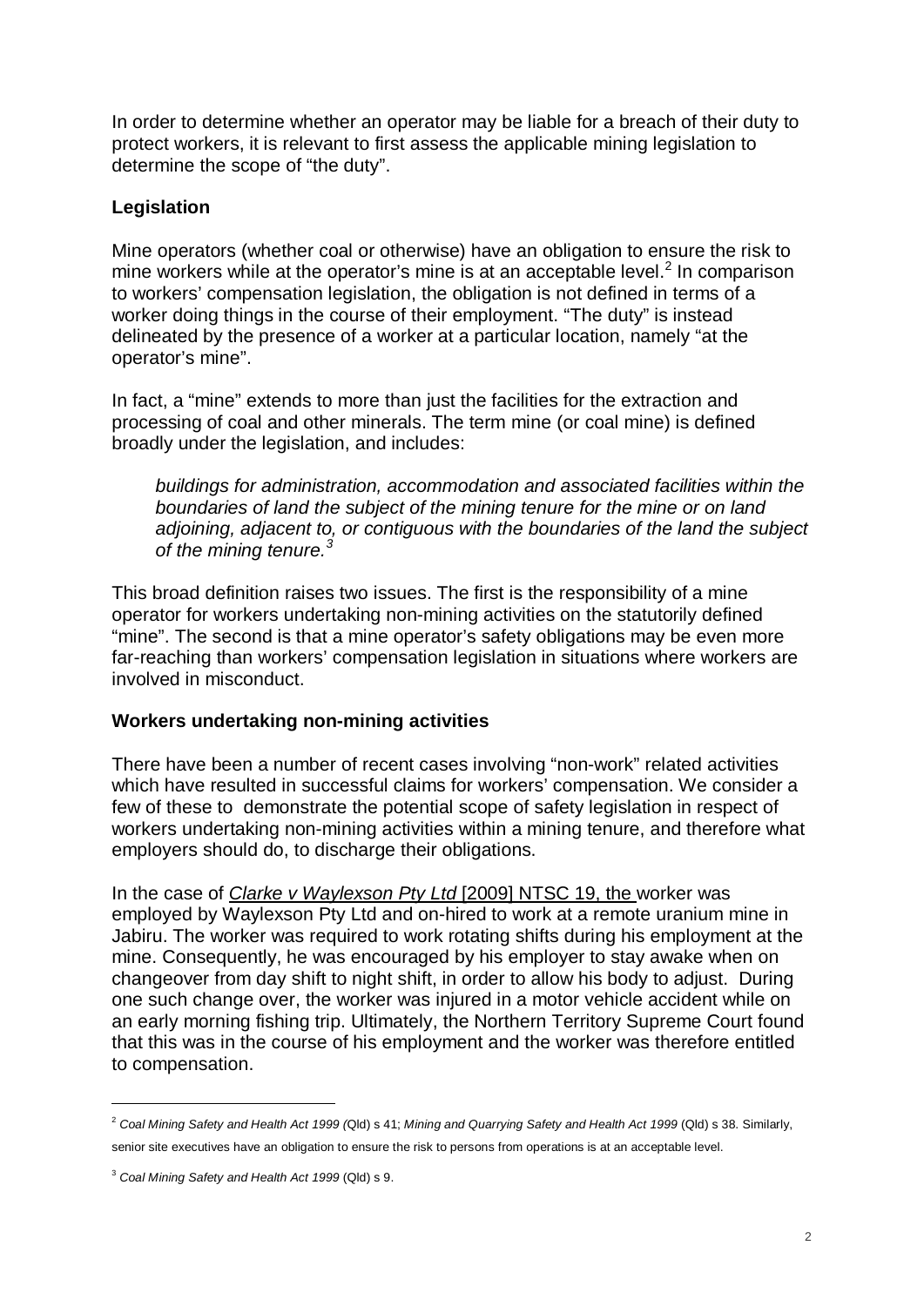In order to determine whether an operator may be liable for a breach of their duty to protect workers, it is relevant to first assess the applicable mining legislation to determine the scope of "the duty".

## Legislation

Mine operators (whether coal or otherwise) have an obligation to ensure the risk to mine workers while at the operator's mine is at an acceptable level.[2] In comparison to workers' compensation legislation, the obligation is not defined in terms of a worker doing things in the course of their employment. "The duty" is instead delineated by the presence of a worker at a particular location, namely "at the operator's mine".

In fact, a "mine" extends to more than just the facilities for the extraction and processing of coal and other minerals. The term mine (or coal mine) is defined broadly under the legislation, and includes:

> *buildings for administration, accommodation and associated facilities within the boundaries of land the subject of the mining tenure for the mine or on land adjoining, adjacent to, or contiguous with the boundaries of the land the subject of the mining tenure.*[3]

This broad definition raises two issues. The first is the responsibility of a mine operator for workers undertaking non-mining activities on the statutorily defined "mine". The second is that a mine operator's safety obligations may be even more far-reaching than workers' compensation legislation in situations where workers are involved in misconduct.

## Workers undertaking non-mining activities

There have been a number of recent cases involving "non-work" related activities which have resulted in successful claims for workers' compensation. We consider a few of these to demonstrate the potential scope of safety legislation in respect of workers undertaking non-mining activities within a mining tenure, and therefore what employers should do, to discharge their obligations.

In the case of *Clarke v Waylexson Pty Ltd* [2009] NTSC 19, the worker was employed by Waylexson Pty Ltd and on-hired to work at a remote uranium mine in Jabiru. The worker was required to work rotating shifts during his employment at the mine. Consequently, he was encouraged by his employer to stay awake when on changeover from day shift to night shift, in order to allow his body to adjust. During one such change over, the worker was injured in a motor vehicle accident while on an early morning fishing trip. Ultimately, the Northern Territory Supreme Court found that this was in the course of his employment and the worker was therefore entitled to compensation.

---

[2] *Coal Mining Safety and Health Act 1999 (*Qld) s 41; *Mining and Quarrying Safety and Health Act 1999* (Qld) s 38. Similarly, senior site executives have an obligation to ensure the risk to persons from operations is at an acceptable level.

[3] *Coal Mining Safety and Health Act 1999* (Qld) s 9.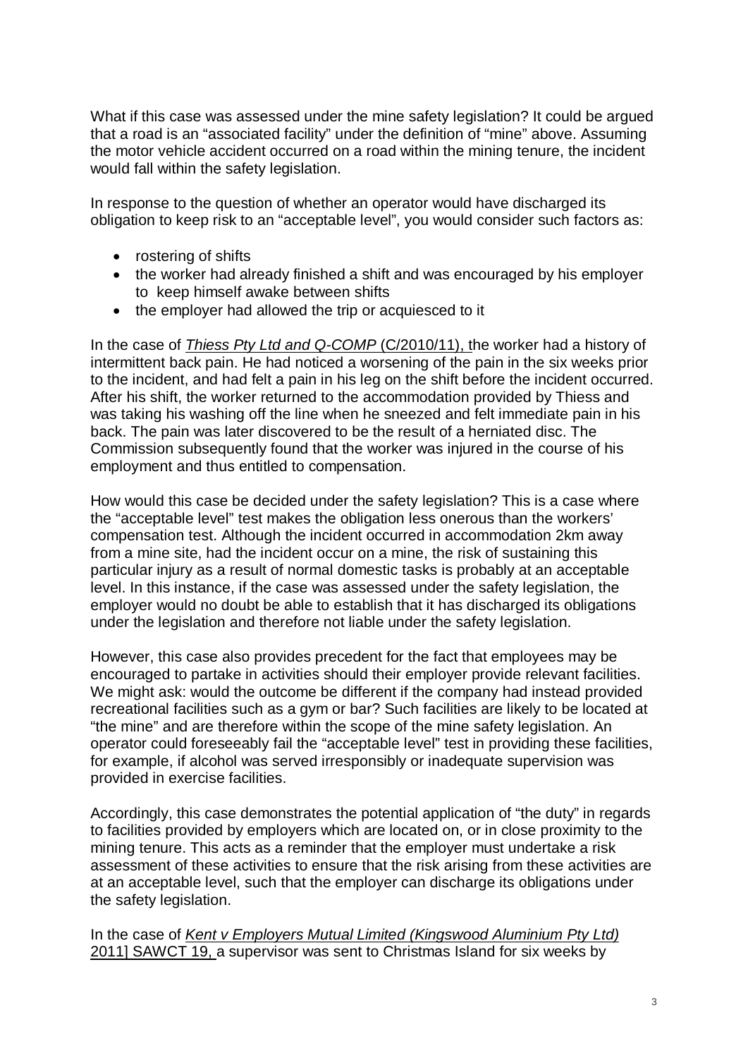What if this case was assessed under the mine safety legislation? It could be argued that a road is an "associated facility" under the definition of "mine" above. Assuming the motor vehicle accident occurred on a road within the mining tenure, the incident would fall within the safety legislation.

In response to the question of whether an operator would have discharged its obligation to keep risk to an "acceptable level", you would consider such factors as:

- rostering of shifts
- the worker had already finished a shift and was encouraged by his employer to keep himself awake between shifts
- the employer had allowed the trip or acquiesced to it

In the case of *Thiess Pty Ltd and Q-COMP* (C/2010/11), the worker had a history of intermittent back pain. He had noticed a worsening of the pain in the six weeks prior to the incident, and had felt a pain in his leg on the shift before the incident occurred. After his shift, the worker returned to the accommodation provided by Thiess and was taking his washing off the line when he sneezed and felt immediate pain in his back. The pain was later discovered to be the result of a herniated disc. The Commission subsequently found that the worker was injured in the course of his employment and thus entitled to compensation.

How would this case be decided under the safety legislation? This is a case where the "acceptable level" test makes the obligation less onerous than the workers' compensation test. Although the incident occurred in accommodation 2km away from a mine site, had the incident occur on a mine, the risk of sustaining this particular injury as a result of normal domestic tasks is probably at an acceptable level. In this instance, if the case was assessed under the safety legislation, the employer would no doubt be able to establish that it has discharged its obligations under the legislation and therefore not liable under the safety legislation.

However, this case also provides precedent for the fact that employees may be encouraged to partake in activities should their employer provide relevant facilities. We might ask: would the outcome be different if the company had instead provided recreational facilities such as a gym or bar? Such facilities are likely to be located at "the mine" and are therefore within the scope of the mine safety legislation. An operator could foreseeably fail the "acceptable level" test in providing these facilities, for example, if alcohol was served irresponsibly or inadequate supervision was provided in exercise facilities.

Accordingly, this case demonstrates the potential application of "the duty" in regards to facilities provided by employers which are located on, or in close proximity to the mining tenure. This acts as a reminder that the employer must undertake a risk assessment of these activities to ensure that the risk arising from these activities are at an acceptable level, such that the employer can discharge its obligations under the safety legislation.

In the case of *Kent v Employers Mutual Limited (Kingswood Aluminium Pty Ltd)* 2011] SAWCT 19, a supervisor was sent to Christmas Island for six weeks by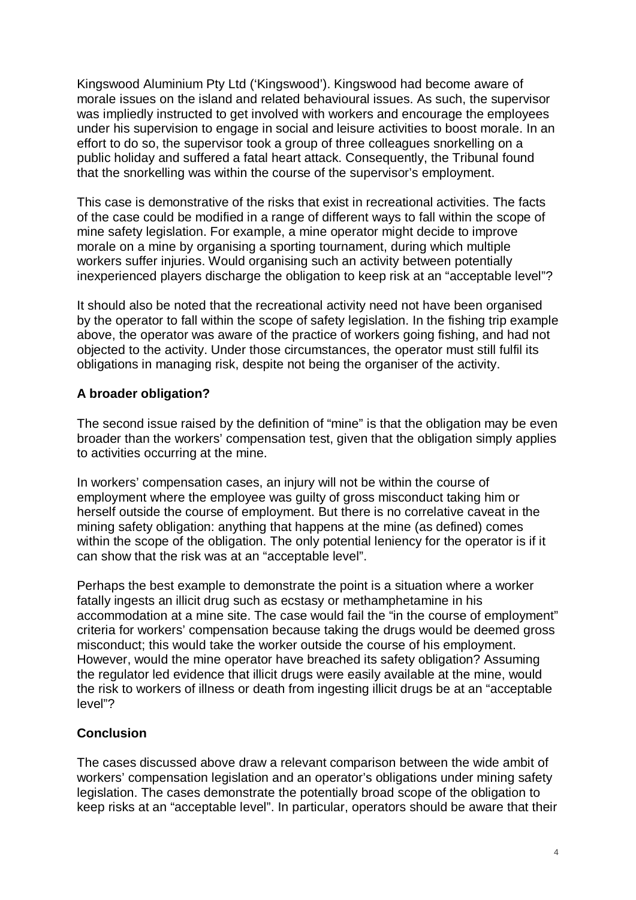Kingswood Aluminium Pty Ltd ('Kingswood'). Kingswood had become aware of morale issues on the island and related behavioural issues. As such, the supervisor was impliedly instructed to get involved with workers and encourage the employees under his supervision to engage in social and leisure activities to boost morale. In an effort to do so, the supervisor took a group of three colleagues snorkelling on a public holiday and suffered a fatal heart attack. Consequently, the Tribunal found that the snorkelling was within the course of the supervisor's employment.

This case is demonstrative of the risks that exist in recreational activities. The facts of the case could be modified in a range of different ways to fall within the scope of mine safety legislation. For example, a mine operator might decide to improve morale on a mine by organising a sporting tournament, during which multiple workers suffer injuries. Would organising such an activity between potentially inexperienced players discharge the obligation to keep risk at an "acceptable level"?

It should also be noted that the recreational activity need not have been organised by the operator to fall within the scope of safety legislation. In the fishing trip example above, the operator was aware of the practice of workers going fishing, and had not objected to the activity. Under those circumstances, the operator must still fulfil its obligations in managing risk, despite not being the organiser of the activity.

## A broader obligation?

The second issue raised by the definition of "mine" is that the obligation may be even broader than the workers' compensation test, given that the obligation simply applies to activities occurring at the mine.

In workers' compensation cases, an injury will not be within the course of employment where the employee was guilty of gross misconduct taking him or herself outside the course of employment. But there is no correlative caveat in the mining safety obligation: anything that happens at the mine (as defined) comes within the scope of the obligation. The only potential leniency for the operator is if it can show that the risk was at an "acceptable level".

Perhaps the best example to demonstrate the point is a situation where a worker fatally ingests an illicit drug such as ecstasy or methamphetamine in his accommodation at a mine site. The case would fail the "in the course of employment" criteria for workers' compensation because taking the drugs would be deemed gross misconduct; this would take the worker outside the course of his employment. However, would the mine operator have breached its safety obligation? Assuming the regulator led evidence that illicit drugs were easily available at the mine, would the risk to workers of illness or death from ingesting illicit drugs be at an "acceptable level"?

## Conclusion

The cases discussed above draw a relevant comparison between the wide ambit of workers' compensation legislation and an operator's obligations under mining safety legislation. The cases demonstrate the potentially broad scope of the obligation to keep risks at an "acceptable level". In particular, operators should be aware that their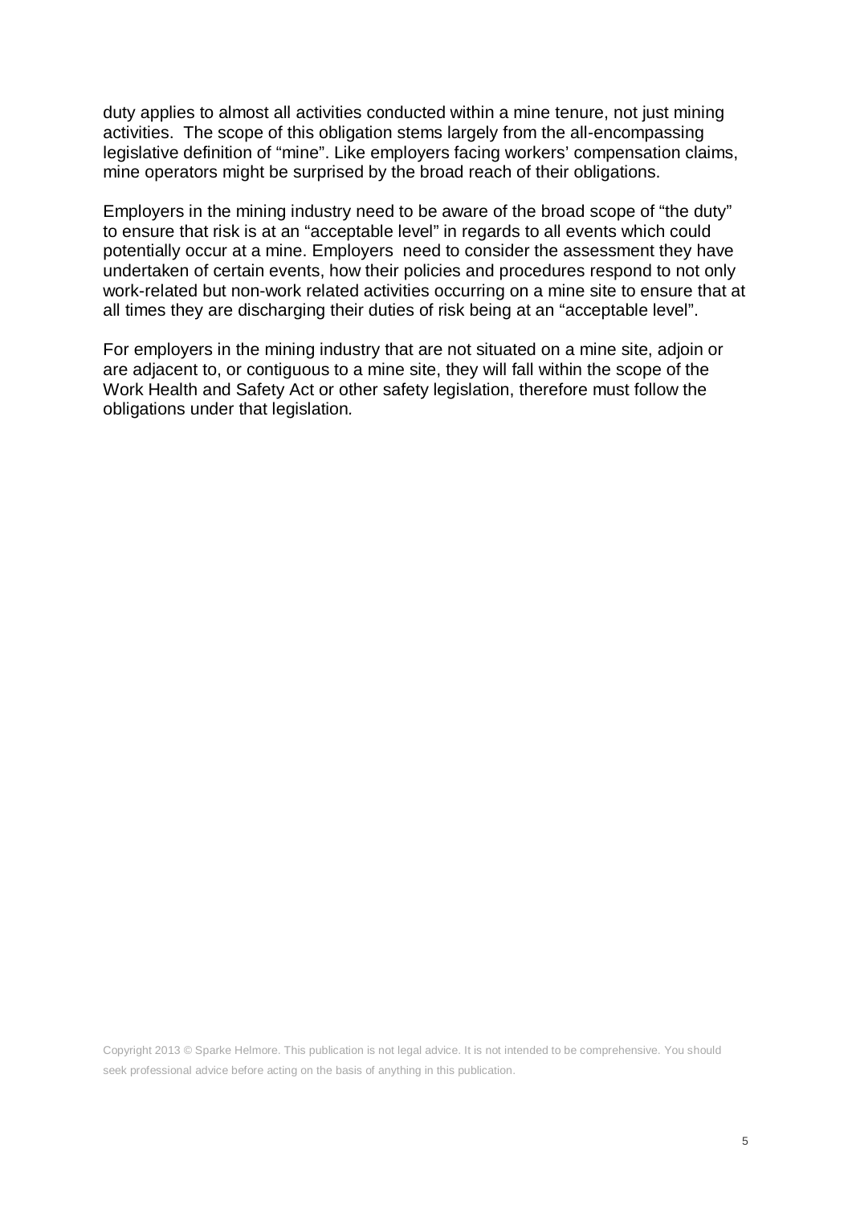duty applies to almost all activities conducted within a mine tenure, not just mining activities. The scope of this obligation stems largely from the all-encompassing legislative definition of "mine". Like employers facing workers' compensation claims, mine operators might be surprised by the broad reach of their obligations.

Employers in the mining industry need to be aware of the broad scope of "the duty" to ensure that risk is at an "acceptable level" in regards to all events which could potentially occur at a mine. Employers need to consider the assessment they have undertaken of certain events, how their policies and procedures respond to not only work-related but non-work related activities occurring on a mine site to ensure that at all times they are discharging their duties of risk being at an "acceptable level".

For employers in the mining industry that are not situated on a mine site, adjoin or are adjacent to, or contiguous to a mine site, they will fall within the scope of the Work Health and Safety Act or other safety legislation, therefore must follow the obligations under that legislation.

Copyright 2013 © Sparke Helmore. This publication is not legal advice. It is not intended to be comprehensive. You should seek professional advice before acting on the basis of anything in this publication.